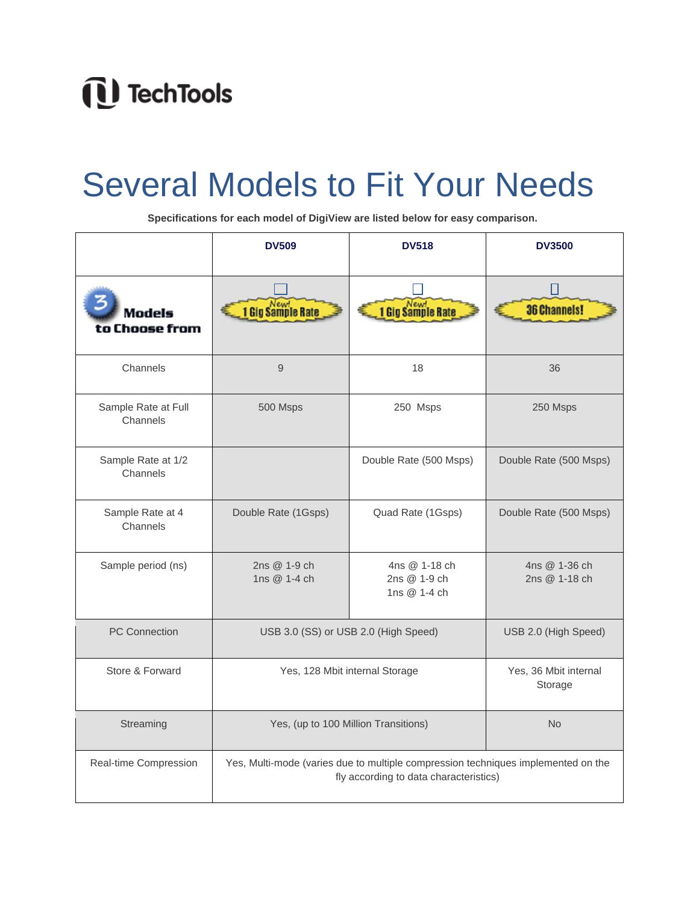TechTools

# Several Models to Fit Your Needs

**Specifications for each model of DigiView are listed below for easy comparison.**

| | DV509 | DV518 | DV3500 |
|---|---|---|---|
| 3 Models to Choose from | New! 1 Gig Sample Rate | New! 1 Gig Sample Rate | 36 Channels! |
| Channels | 9 | 18 | 36 |
| Sample Rate at Full Channels | 500 Msps | 250 Msps | 250 Msps |
| Sample Rate at 1/2 Channels | | Double Rate (500 Msps) | Double Rate (500 Msps) |
| Sample Rate at 4 Channels | Double Rate (1Gsps) | Quad Rate (1Gsps) | Double Rate (500 Msps) |
| Sample period (ns) | 2ns @ 1-9 ch<br>1ns @ 1-4 ch | 4ns @ 1-18 ch<br>2ns @ 1-9 ch<br>1ns @ 1-4 ch | 4ns @ 1-36 ch<br>2ns @ 1-18 ch |
| PC Connection | USB 3.0 (SS) or USB 2.0 (High Speed) | | USB 2.0 (High Speed) |
| Store & Forward | Yes, 128 Mbit internal Storage | | Yes, 36 Mbit internal Storage |
| Streaming | Yes, (up to 100 Million Transitions) | | No |
| Real-time Compression | Yes, Multi-mode (varies due to multiple compression techniques implemented on the fly according to data characteristics) | | |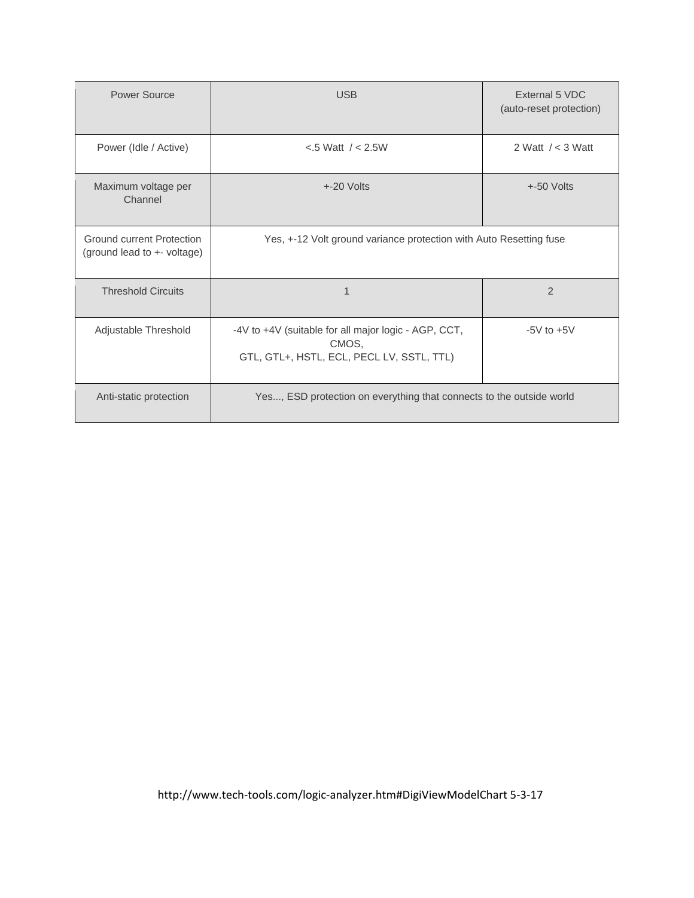| | | |
|---|---|---|
| Power Source | USB | External 5 VDC (auto-reset protection) |
| Power (Idle / Active) | <.5 Watt / < 2.5W | 2 Watt / < 3 Watt |
| Maximum voltage per Channel | +-20 Volts | +-50 Volts |
| Ground current Protection (ground lead to +- voltage) | Yes, +-12 Volt ground variance protection with Auto Resetting fuse | |
| Threshold Circuits | 1 | 2 |
| Adjustable Threshold | -4V to +4V (suitable for all major logic - AGP, CCT, CMOS, GTL, GTL+, HSTL, ECL, PECL LV, SSTL, TTL) | -5V to +5V |
| Anti-static protection | Yes..., ESD protection on everything that connects to the outside world | |

http://www.tech-tools.com/logic-analyzer.htm#DigiViewModelChart 5-3-17